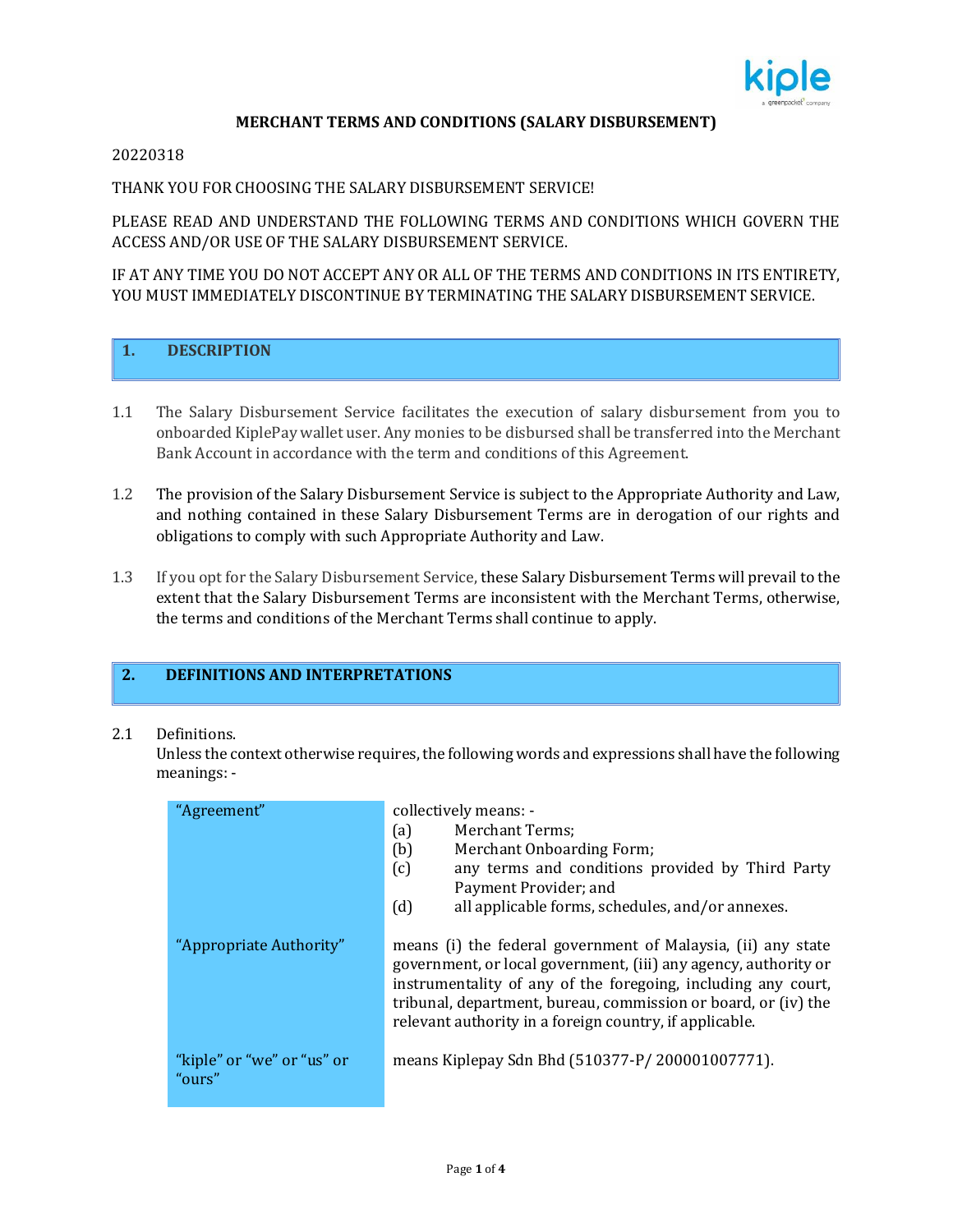# MERCHANT TERMS AND CONDITIONS (SALARY DISBURSEMENT)

20220318

THANK YOU FOR CHOOSING THE SALARY DISBURSEMENT SERVICE!

PLEASE READ AND UNDERSTAND THE FOLLOWING TERMS AND CONDITIONS WHICH GOVERN THE ACCESS AND/OR USE OF THE SALARY DISBURSEMENT SERVICE.

IF AT ANY TIME YOU DO NOT ACCEPT ANY OR ALL OF THE TERMS AND CONDITIONS IN ITS ENTIRETY, YOU MUST IMMEDIATELY DISCONTINUE BY TERMINATING THE SALARY DISBURSEMENT SERVICE.

## 1. DESCRIPTION

1.1 The Salary Disbursement Service facilitates the execution of salary disbursement from you to onboarded KiplePay wallet user. Any monies to be disbursed shall be transferred into the Merchant Bank Account in accordance with the term and conditions of this Agreement.

1.2 The provision of the Salary Disbursement Service is subject to the Appropriate Authority and Law, and nothing contained in these Salary Disbursement Terms are in derogation of our rights and obligations to comply with such Appropriate Authority and Law.

1.3 If you opt for the Salary Disbursement Service, these Salary Disbursement Terms will prevail to the extent that the Salary Disbursement Terms are inconsistent with the Merchant Terms, otherwise, the terms and conditions of the Merchant Terms shall continue to apply.

## 2. DEFINITIONS AND INTERPRETATIONS

2.1 Definitions.
Unless the context otherwise requires, the following words and expressions shall have the following meanings: -

| Term | Meaning |
| --- | --- |
| "Agreement" | collectively means: -<br>(a) Merchant Terms;<br>(b) Merchant Onboarding Form;<br>(c) any terms and conditions provided by Third Party Payment Provider; and<br>(d) all applicable forms, schedules, and/or annexes. |
| "Appropriate Authority" | means (i) the federal government of Malaysia, (ii) any state government, or local government, (iii) any agency, authority or instrumentality of any of the foregoing, including any court, tribunal, department, bureau, commission or board, or (iv) the relevant authority in a foreign country, if applicable. |
| "kiple" or "we" or "us" or "ours" | means Kiplepay Sdn Bhd (510377-P/ 200001007771). |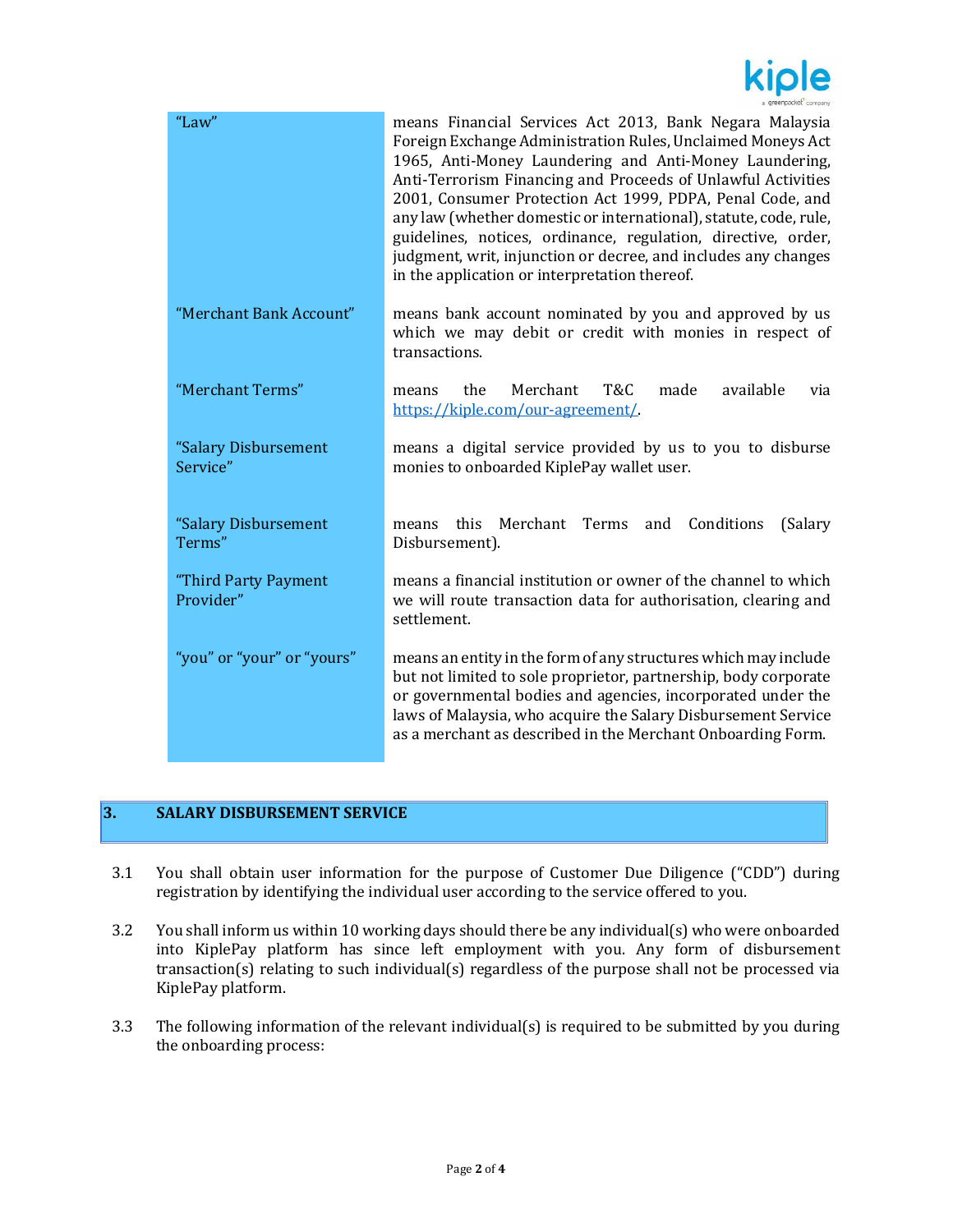| | |
|---|---|
| "Law" | means Financial Services Act 2013, Bank Negara Malaysia Foreign Exchange Administration Rules, Unclaimed Moneys Act 1965, Anti-Money Laundering and Anti-Money Laundering, Anti-Terrorism Financing and Proceeds of Unlawful Activities 2001, Consumer Protection Act 1999, PDPA, Penal Code, and any law (whether domestic or international), statute, code, rule, guidelines, notices, ordinance, regulation, directive, order, judgment, writ, injunction or decree, and includes any changes in the application or interpretation thereof. |
| "Merchant Bank Account" | means bank account nominated by you and approved by us which we may debit or credit with monies in respect of transactions. |
| "Merchant Terms" | means the Merchant T&C made available via https://kiple.com/our-agreement/. |
| "Salary Disbursement Service" | means a digital service provided by us to you to disburse monies to onboarded KiplePay wallet user. |
| "Salary Disbursement Terms" | means this Merchant Terms and Conditions (Salary Disbursement). |
| "Third Party Payment Provider" | means a financial institution or owner of the channel to which we will route transaction data for authorisation, clearing and settlement. |
| "you" or "your" or "yours" | means an entity in the form of any structures which may include but not limited to sole proprietor, partnership, body corporate or governmental bodies and agencies, incorporated under the laws of Malaysia, who acquire the Salary Disbursement Service as a merchant as described in the Merchant Onboarding Form. |

## 3. SALARY DISBURSEMENT SERVICE

3.1 You shall obtain user information for the purpose of Customer Due Diligence ("CDD") during registration by identifying the individual user according to the service offered to you.

3.2 You shall inform us within 10 working days should there be any individual(s) who were onboarded into KiplePay platform has since left employment with you. Any form of disbursement transaction(s) relating to such individual(s) regardless of the purpose shall not be processed via KiplePay platform.

3.3 The following information of the relevant individual(s) is required to be submitted by you during the onboarding process: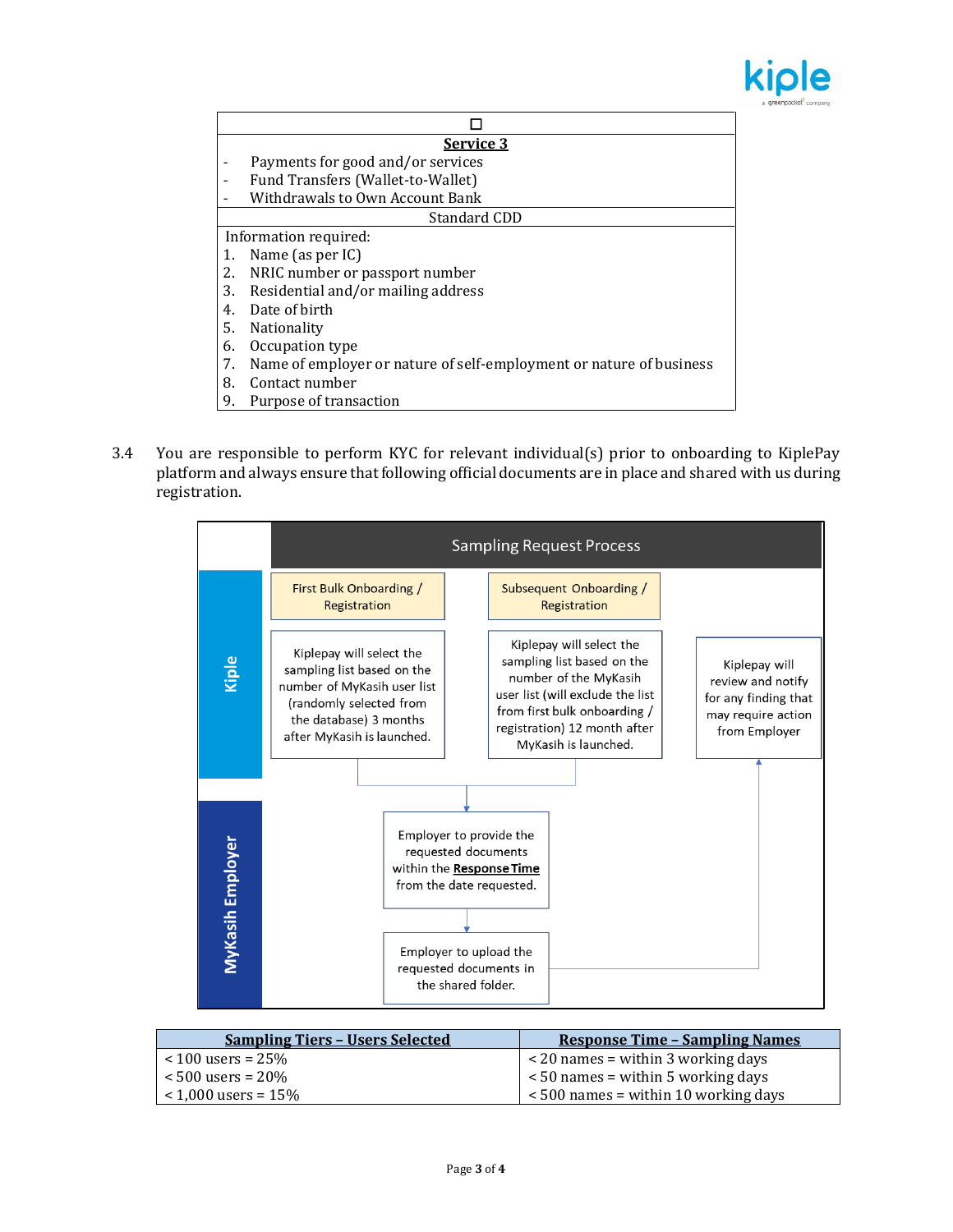| ☐ |
|---|
| **Service 3** |
| - Payments for good and/or services<br>- Fund Transfers (Wallet-to-Wallet)<br>- Withdrawals to Own Account Bank |
| Standard CDD |
| Information required:<br>1. Name (as per IC)<br>2. NRIC number or passport number<br>3. Residential and/or mailing address<br>4. Date of birth<br>5. Nationality<br>6. Occupation type<br>7. Name of employer or nature of self-employment or nature of business<br>8. Contact number<br>9. Purpose of transaction |

3.4 You are responsible to perform KYC for relevant individual(s) prior to onboarding to KiplePay platform and always ensure that following official documents are in place and shared with us during registration.

**Sampling Request Process**

**Kiple**

- **First Bulk Onboarding / Registration**: Kiplepay will select the sampling list based on the number of MyKasih user list (randomly selected from the database) 3 months after MyKasih is launched.
- **Subsequent Onboarding / Registration**: Kiplepay will select the sampling list based on the number of the MyKasih user list (will exclude the list from first bulk onboarding / registration) 12 month after MyKasih is launched.
- Kiplepay will review and notify for any finding that may require action from Employer

**MyKasih Employer**

- Employer to provide the requested documents within the **Response Time** from the date requested.
- Employer to upload the requested documents in the shared folder.

| Sampling Tiers – Users Selected | Response Time – Sampling Names |
|---|---|
| < 100 users = 25%<br>< 500 users = 20%<br>< 1,000 users = 15% | < 20 names = within 3 working days<br>< 50 names = within 5 working days<br>< 500 names = within 10 working days |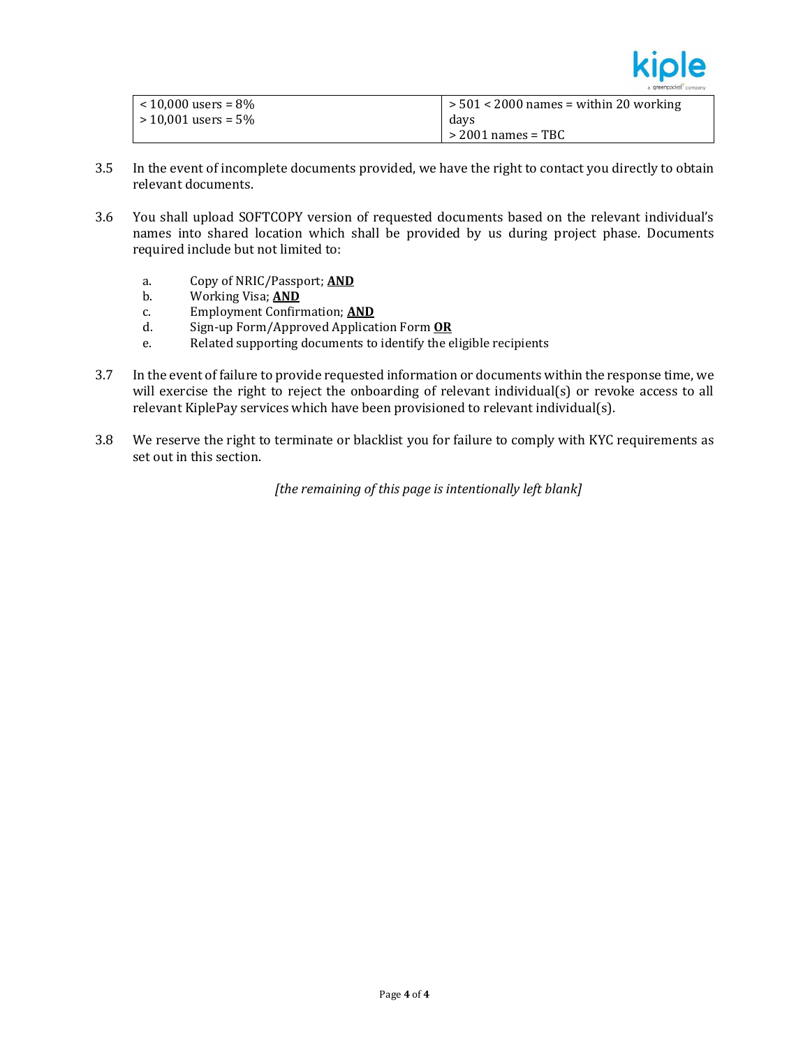| | |
|---|---|
| < 10,000 users = 8%<br>> 10,001 users = 5% | > 501 < 2000 names = within 20 working days<br>> 2001 names = TBC |

3.5 In the event of incomplete documents provided, we have the right to contact you directly to obtain relevant documents.

3.6 You shall upload SOFTCOPY version of requested documents based on the relevant individual's names into shared location which shall be provided by us during project phase. Documents required include but not limited to:

   a. Copy of NRIC/Passport; **AND**
   b. Working Visa; **AND**
   c. Employment Confirmation; **AND**
   d. Sign-up Form/Approved Application Form **OR**
   e. Related supporting documents to identify the eligible recipients

3.7 In the event of failure to provide requested information or documents within the response time, we will exercise the right to reject the onboarding of relevant individual(s) or revoke access to all relevant KiplePay services which have been provisioned to relevant individual(s).

3.8 We reserve the right to terminate or blacklist you for failure to comply with KYC requirements as set out in this section.

*[the remaining of this page is intentionally left blank]*